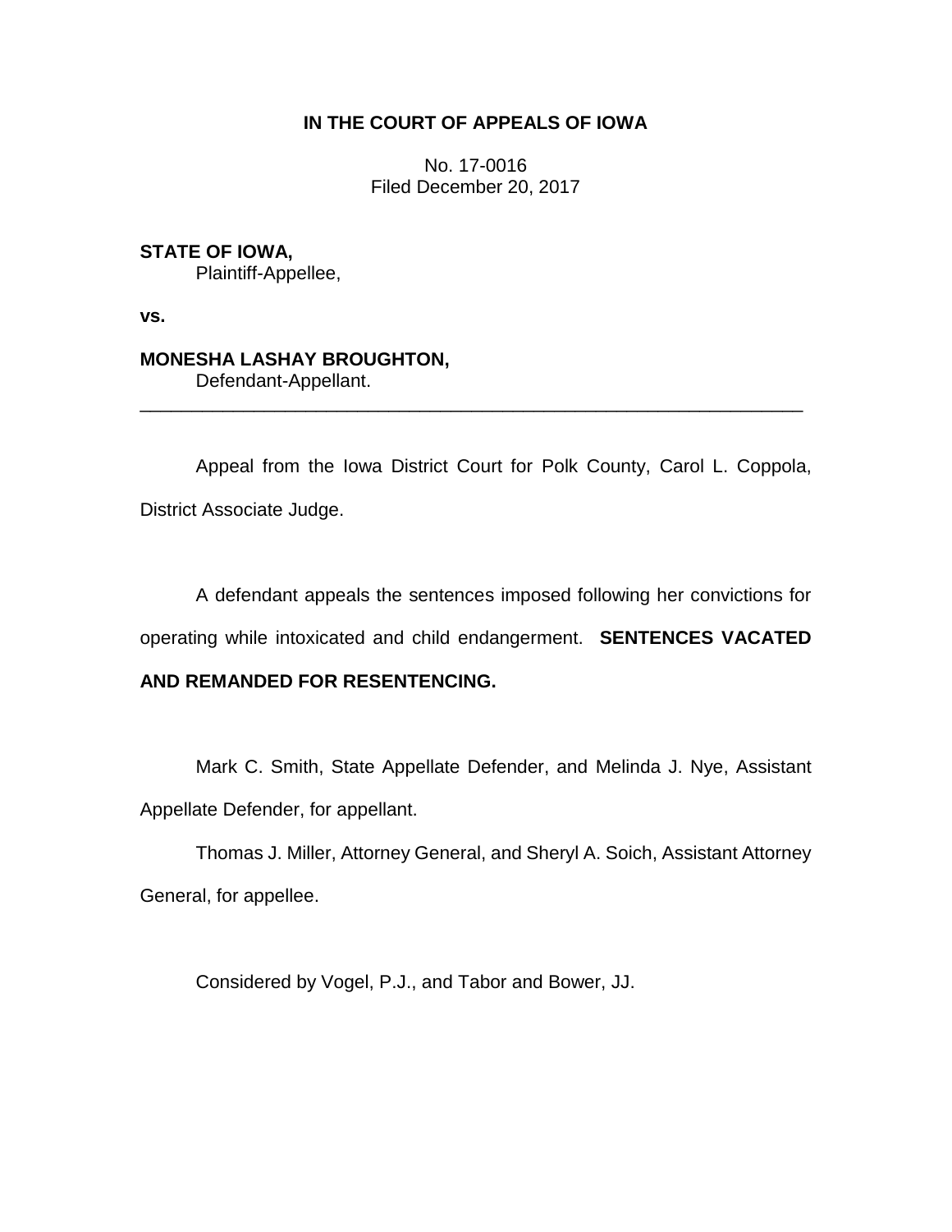**IN THE COURT OF APPEALS OF IOWA**

No. 17-0016
Filed December 20, 2017

**STATE OF IOWA,**
Plaintiff-Appellee,

**vs.**

**MONESHA LASHAY BROUGHTON,**
Defendant-Appellant.

---

Appeal from the Iowa District Court for Polk County, Carol L. Coppola, District Associate Judge.

A defendant appeals the sentences imposed following her convictions for operating while intoxicated and child endangerment. **SENTENCES VACATED AND REMANDED FOR RESENTENCING.**

Mark C. Smith, State Appellate Defender, and Melinda J. Nye, Assistant Appellate Defender, for appellant.

Thomas J. Miller, Attorney General, and Sheryl A. Soich, Assistant Attorney General, for appellee.

Considered by Vogel, P.J., and Tabor and Bower, JJ.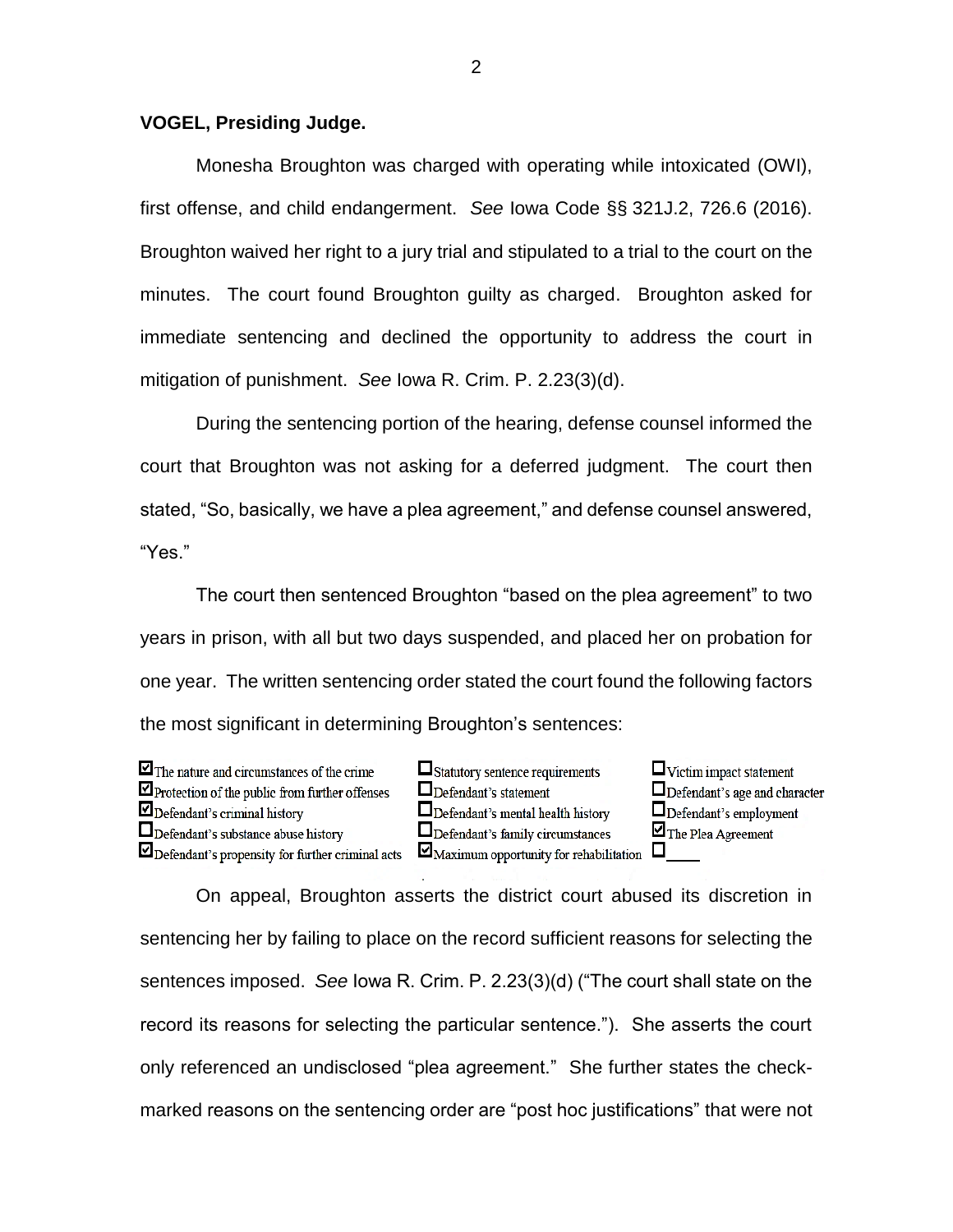**VOGEL, Presiding Judge.**

Monesha Broughton was charged with operating while intoxicated (OWI), first offense, and child endangerment. *See* Iowa Code §§ 321J.2, 726.6 (2016). Broughton waived her right to a jury trial and stipulated to a trial to the court on the minutes. The court found Broughton guilty as charged. Broughton asked for immediate sentencing and declined the opportunity to address the court in mitigation of punishment. *See* Iowa R. Crim. P. 2.23(3)(d).

During the sentencing portion of the hearing, defense counsel informed the court that Broughton was not asking for a deferred judgment. The court then stated, "So, basically, we have a plea agreement," and defense counsel answered, "Yes."

The court then sentenced Broughton "based on the plea agreement" to two years in prison, with all but two days suspended, and placed her on probation for one year. The written sentencing order stated the court found the following factors the most significant in determining Broughton's sentences:

| | | |
|---|---|---|
| ☑ The nature and circumstances of the crime | ☐ Statutory sentence requirements | ☐ Victim impact statement |
| ☑ Protection of the public from further offenses | ☐ Defendant's statement | ☐ Defendant's age and character |
| ☑ Defendant's criminal history | ☐ Defendant's mental health history | ☐ Defendant's employment |
| ☐ Defendant's substance abuse history | ☐ Defendant's family circumstances | ☑ The Plea Agreement |
| ☑ Defendant's propensity for further criminal acts | ☑ Maximum opportunity for rehabilitation | ☐ ____ |

On appeal, Broughton asserts the district court abused its discretion in sentencing her by failing to place on the record sufficient reasons for selecting the sentences imposed. *See* Iowa R. Crim. P. 2.23(3)(d) ("The court shall state on the record its reasons for selecting the particular sentence."). She asserts the court only referenced an undisclosed "plea agreement." She further states the check-marked reasons on the sentencing order are "post hoc justifications" that were not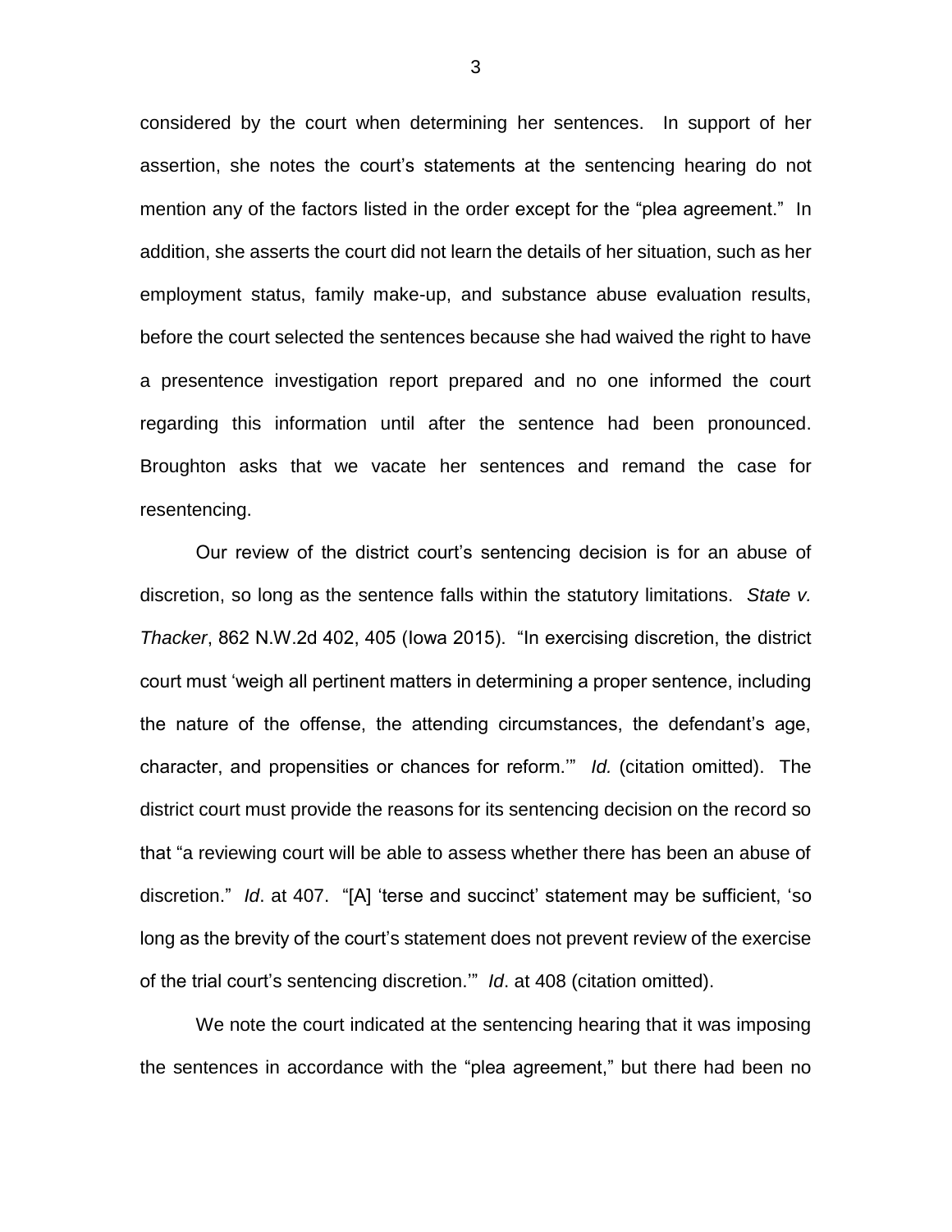considered by the court when determining her sentences. In support of her assertion, she notes the court's statements at the sentencing hearing do not mention any of the factors listed in the order except for the "plea agreement." In addition, she asserts the court did not learn the details of her situation, such as her employment status, family make-up, and substance abuse evaluation results, before the court selected the sentences because she had waived the right to have a presentence investigation report prepared and no one informed the court regarding this information until after the sentence had been pronounced. Broughton asks that we vacate her sentences and remand the case for resentencing.

Our review of the district court's sentencing decision is for an abuse of discretion, so long as the sentence falls within the statutory limitations. *State v. Thacker*, 862 N.W.2d 402, 405 (Iowa 2015). "In exercising discretion, the district court must 'weigh all pertinent matters in determining a proper sentence, including the nature of the offense, the attending circumstances, the defendant's age, character, and propensities or chances for reform.'" *Id.* (citation omitted). The district court must provide the reasons for its sentencing decision on the record so that "a reviewing court will be able to assess whether there has been an abuse of discretion." *Id*. at 407. "[A] 'terse and succinct' statement may be sufficient, 'so long as the brevity of the court's statement does not prevent review of the exercise of the trial court's sentencing discretion.'" *Id*. at 408 (citation omitted).

We note the court indicated at the sentencing hearing that it was imposing the sentences in accordance with the "plea agreement," but there had been no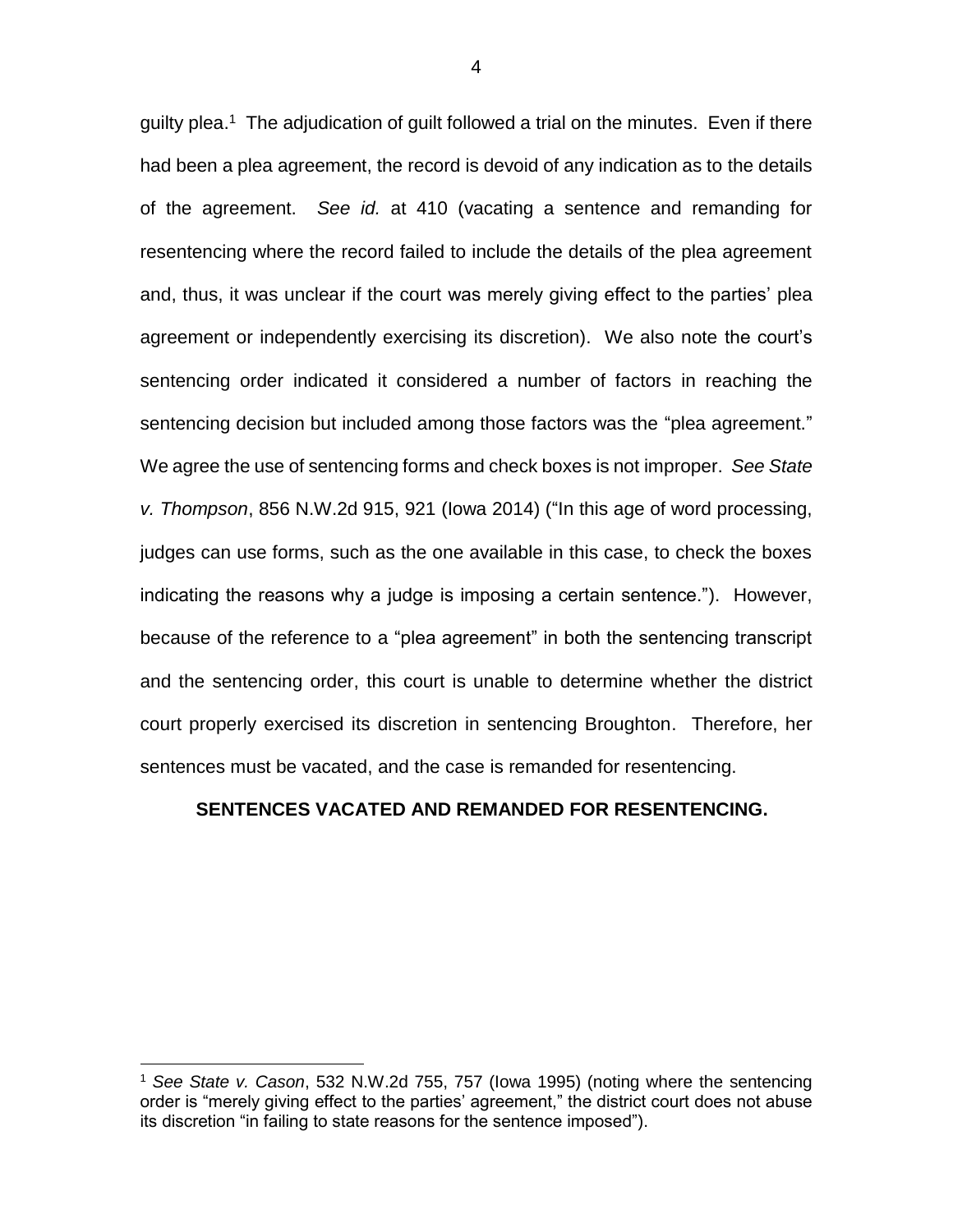guilty plea.[1] The adjudication of guilt followed a trial on the minutes. Even if there had been a plea agreement, the record is devoid of any indication as to the details of the agreement. *See id.* at 410 (vacating a sentence and remanding for resentencing where the record failed to include the details of the plea agreement and, thus, it was unclear if the court was merely giving effect to the parties' plea agreement or independently exercising its discretion). We also note the court's sentencing order indicated it considered a number of factors in reaching the sentencing decision but included among those factors was the "plea agreement." We agree the use of sentencing forms and check boxes is not improper. *See State v. Thompson*, 856 N.W.2d 915, 921 (Iowa 2014) ("In this age of word processing, judges can use forms, such as the one available in this case, to check the boxes indicating the reasons why a judge is imposing a certain sentence."). However, because of the reference to a "plea agreement" in both the sentencing transcript and the sentencing order, this court is unable to determine whether the district court properly exercised its discretion in sentencing Broughton. Therefore, her sentences must be vacated, and the case is remanded for resentencing.

**SENTENCES VACATED AND REMANDED FOR RESENTENCING.**

[1] *See State v. Cason*, 532 N.W.2d 755, 757 (Iowa 1995) (noting where the sentencing order is "merely giving effect to the parties' agreement," the district court does not abuse its discretion "in failing to state reasons for the sentence imposed").